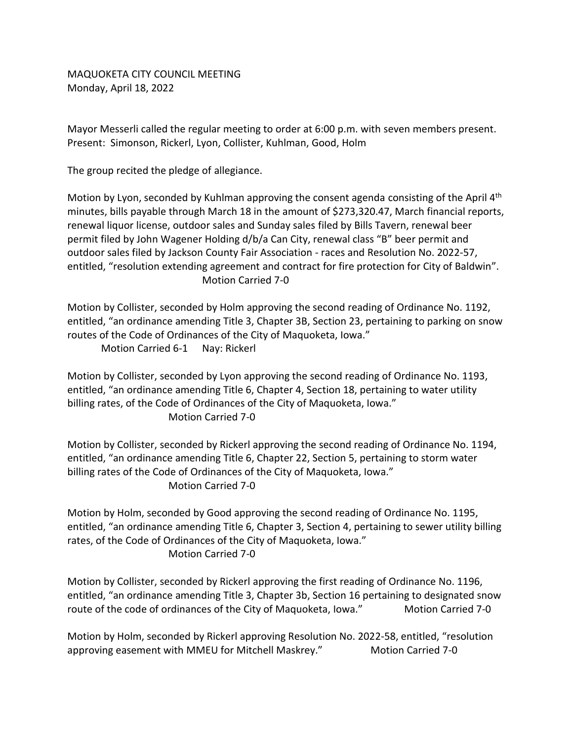MAQUOKETA CITY COUNCIL MEETING
Monday, April 18, 2022

Mayor Messerli called the regular meeting to order at 6:00 p.m. with seven members present.
Present: Simonson, Rickerl, Lyon, Collister, Kuhlman, Good, Holm

The group recited the pledge of allegiance.

Motion by Lyon, seconded by Kuhlman approving the consent agenda consisting of the April 4th minutes, bills payable through March 18 in the amount of $273,320.47, March financial reports, renewal liquor license, outdoor sales and Sunday sales filed by Bills Tavern, renewal beer permit filed by John Wagener Holding d/b/a Can City, renewal class "B" beer permit and outdoor sales filed by Jackson County Fair Association - races and Resolution No. 2022-57, entitled, "resolution extending agreement and contract for fire protection for City of Baldwin".
Motion Carried 7-0

Motion by Collister, seconded by Holm approving the second reading of Ordinance No. 1192, entitled, "an ordinance amending Title 3, Chapter 3B, Section 23, pertaining to parking on snow routes of the Code of Ordinances of the City of Maquoketa, Iowa."
Motion Carried 6-1 Nay: Rickerl

Motion by Collister, seconded by Lyon approving the second reading of Ordinance No. 1193, entitled, "an ordinance amending Title 6, Chapter 4, Section 18, pertaining to water utility billing rates, of the Code of Ordinances of the City of Maquoketa, Iowa."
Motion Carried 7-0

Motion by Collister, seconded by Rickerl approving the second reading of Ordinance No. 1194, entitled, "an ordinance amending Title 6, Chapter 22, Section 5, pertaining to storm water billing rates of the Code of Ordinances of the City of Maquoketa, Iowa."
Motion Carried 7-0

Motion by Holm, seconded by Good approving the second reading of Ordinance No. 1195, entitled, "an ordinance amending Title 6, Chapter 3, Section 4, pertaining to sewer utility billing rates, of the Code of Ordinances of the City of Maquoketa, Iowa."
Motion Carried 7-0

Motion by Collister, seconded by Rickerl approving the first reading of Ordinance No. 1196, entitled, "an ordinance amending Title 3, Chapter 3b, Section 16 pertaining to designated snow route of the code of ordinances of the City of Maquoketa, Iowa." Motion Carried 7-0

Motion by Holm, seconded by Rickerl approving Resolution No. 2022-58, entitled, "resolution approving easement with MMEU for Mitchell Maskrey." Motion Carried 7-0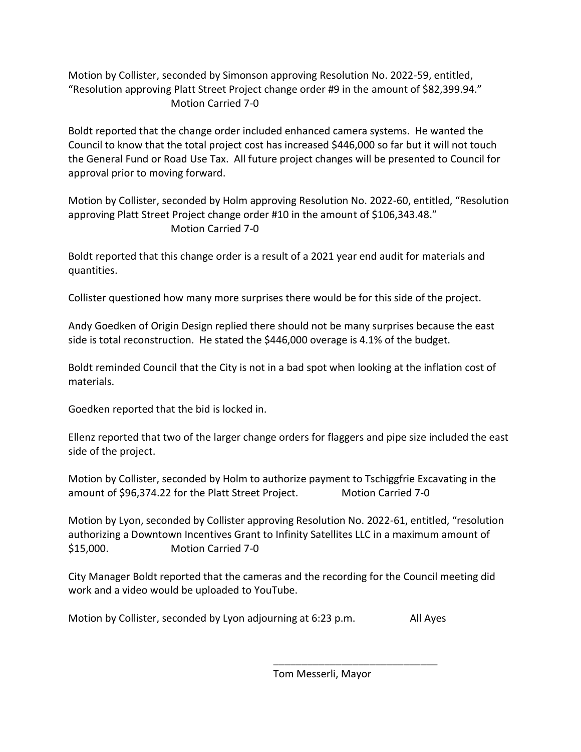Motion by Collister, seconded by Simonson approving Resolution No. 2022-59, entitled, "Resolution approving Platt Street Project change order #9 in the amount of $82,399.94."
Motion Carried 7-0

Boldt reported that the change order included enhanced camera systems. He wanted the Council to know that the total project cost has increased $446,000 so far but it will not touch the General Fund or Road Use Tax. All future project changes will be presented to Council for approval prior to moving forward.

Motion by Collister, seconded by Holm approving Resolution No. 2022-60, entitled, "Resolution approving Platt Street Project change order #10 in the amount of $106,343.48."
Motion Carried 7-0

Boldt reported that this change order is a result of a 2021 year end audit for materials and quantities.

Collister questioned how many more surprises there would be for this side of the project.

Andy Goedken of Origin Design replied there should not be many surprises because the east side is total reconstruction. He stated the $446,000 overage is 4.1% of the budget.

Boldt reminded Council that the City is not in a bad spot when looking at the inflation cost of materials.

Goedken reported that the bid is locked in.

Ellenz reported that two of the larger change orders for flaggers and pipe size included the east side of the project.

Motion by Collister, seconded by Holm to authorize payment to Tschiggfrie Excavating in the amount of $96,374.22 for the Platt Street Project. Motion Carried 7-0

Motion by Lyon, seconded by Collister approving Resolution No. 2022-61, entitled, "resolution authorizing a Downtown Incentives Grant to Infinity Satellites LLC in a maximum amount of $15,000. Motion Carried 7-0

City Manager Boldt reported that the cameras and the recording for the Council meeting did work and a video would be uploaded to YouTube.

Motion by Collister, seconded by Lyon adjourning at 6:23 p.m. All Ayes

______________________________
Tom Messerli, Mayor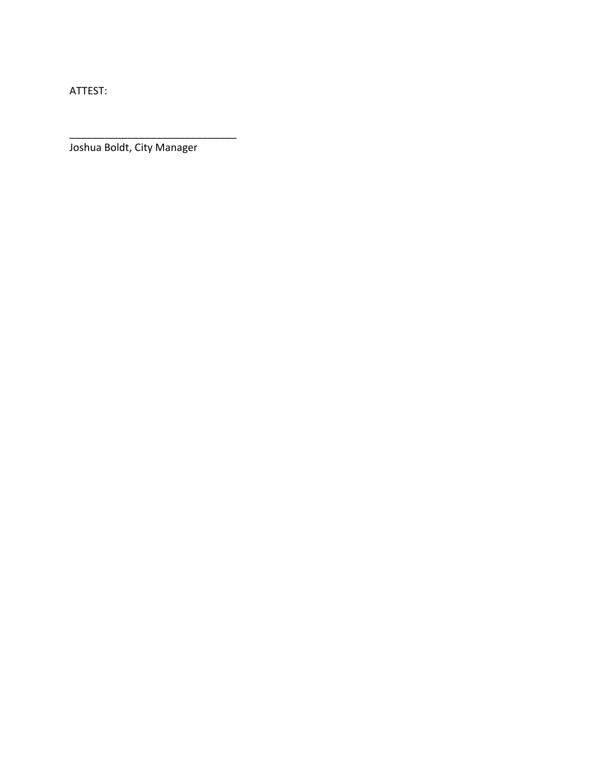ATTEST:

______________________________
Joshua Boldt, City Manager